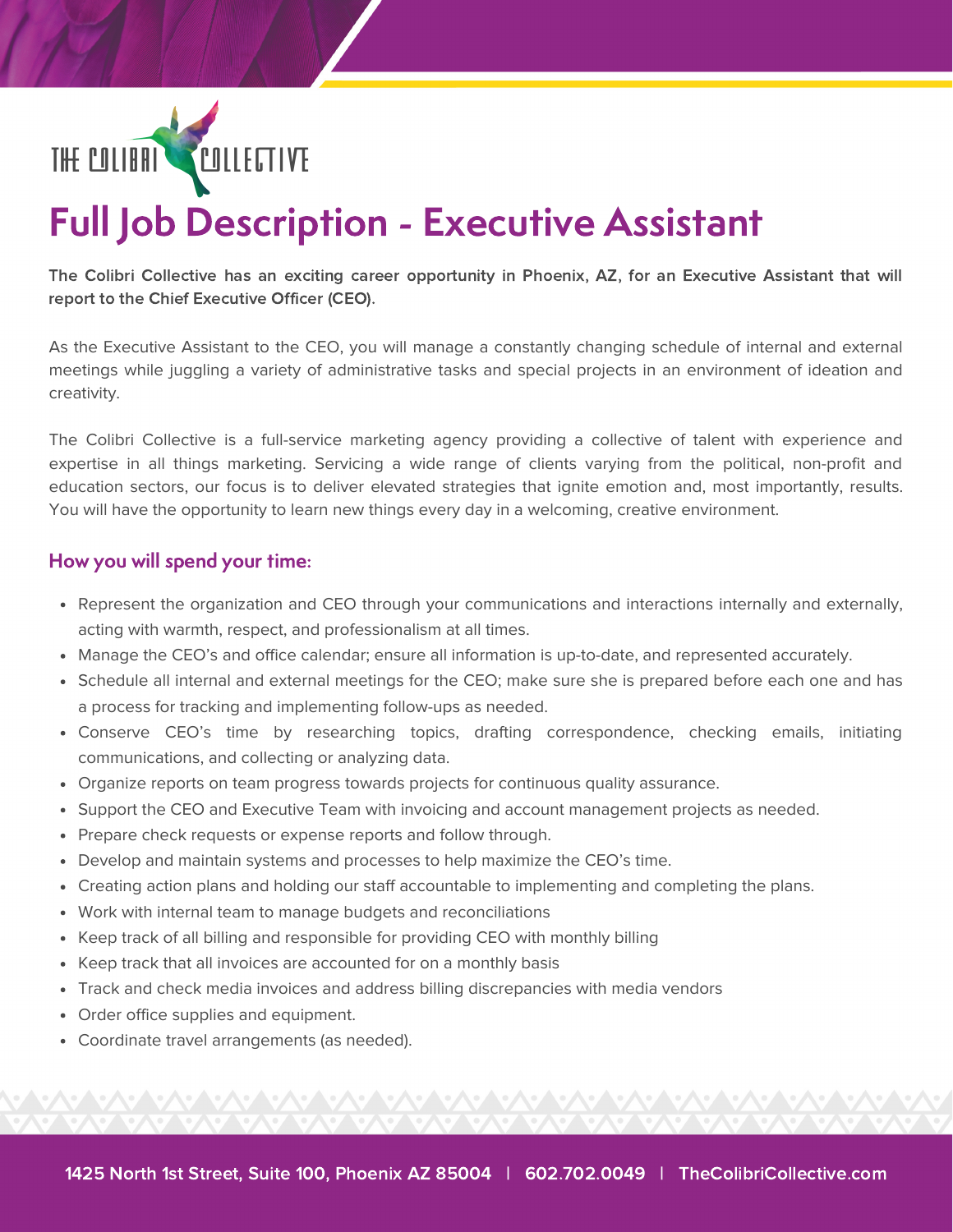THE COLIBRI COLLECTIVE

# Full Job Description - Executive Assistant

**The Colibri Collective has an exciting career opportunity in Phoenix, AZ, for an Executive Assistant that will report to the Chief Executive Officer (CEO).**

As the Executive Assistant to the CEO, you will manage a constantly changing schedule of internal and external meetings while juggling a variety of administrative tasks and special projects in an environment of ideation and creativity.

The Colibri Collective is a full-service marketing agency providing a collective of talent with experience and expertise in all things marketing. Servicing a wide range of clients varying from the political, non-profit and education sectors, our focus is to deliver elevated strategies that ignite emotion and, most importantly, results. You will have the opportunity to learn new things every day in a welcoming, creative environment.

## How you will spend your time:

- Represent the organization and CEO through your communications and interactions internally and externally, acting with warmth, respect, and professionalism at all times.
- Manage the CEO's and office calendar; ensure all information is up-to-date, and represented accurately.
- Schedule all internal and external meetings for the CEO; make sure she is prepared before each one and has a process for tracking and implementing follow-ups as needed.
- Conserve CEO's time by researching topics, drafting correspondence, checking emails, initiating communications, and collecting or analyzing data.
- Organize reports on team progress towards projects for continuous quality assurance.
- Support the CEO and Executive Team with invoicing and account management projects as needed.
- Prepare check requests or expense reports and follow through.
- Develop and maintain systems and processes to help maximize the CEO's time.
- Creating action plans and holding our staff accountable to implementing and completing the plans.
- Work with internal team to manage budgets and reconciliations
- Keep track of all billing and responsible for providing CEO with monthly billing
- Keep track that all invoices are accounted for on a monthly basis
- Track and check media invoices and address billing discrepancies with media vendors
- Order office supplies and equipment.
- Coordinate travel arrangements (as needed).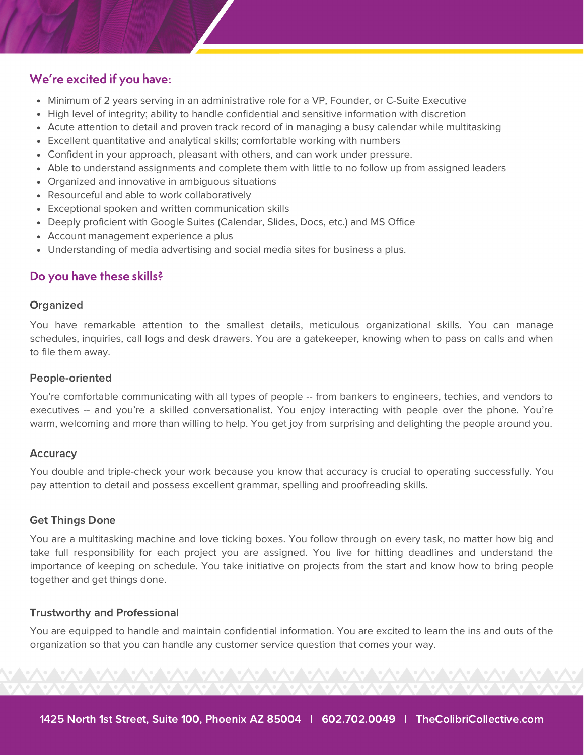## We're excited if you have:

- Minimum of 2 years serving in an administrative role for a VP, Founder, or C-Suite Executive
- High level of integrity; ability to handle confidential and sensitive information with discretion
- Acute attention to detail and proven track record of in managing a busy calendar while multitasking
- Excellent quantitative and analytical skills; comfortable working with numbers
- Confident in your approach, pleasant with others, and can work under pressure.
- Able to understand assignments and complete them with little to no follow up from assigned leaders
- Organized and innovative in ambiguous situations
- Resourceful and able to work collaboratively
- Exceptional spoken and written communication skills
- Deeply proficient with Google Suites (Calendar, Slides, Docs, etc.) and MS Office
- Account management experience a plus
- Understanding of media advertising and social media sites for business a plus.

## Do you have these skills?

### Organized

You have remarkable attention to the smallest details, meticulous organizational skills. You can manage schedules, inquiries, call logs and desk drawers. You are a gatekeeper, knowing when to pass on calls and when to file them away.

### People-oriented

You're comfortable communicating with all types of people -- from bankers to engineers, techies, and vendors to executives -- and you're a skilled conversationalist. You enjoy interacting with people over the phone. You're warm, welcoming and more than willing to help. You get joy from surprising and delighting the people around you.

### Accuracy

You double and triple-check your work because you know that accuracy is crucial to operating successfully. You pay attention to detail and possess excellent grammar, spelling and proofreading skills.

### Get Things Done

You are a multitasking machine and love ticking boxes. You follow through on every task, no matter how big and take full responsibility for each project you are assigned. You live for hitting deadlines and understand the importance of keeping on schedule. You take initiative on projects from the start and know how to bring people together and get things done.

### Trustworthy and Professional

You are equipped to handle and maintain confidential information. You are excited to learn the ins and outs of the organization so that you can handle any customer service question that comes your way.

1425 North 1st Street, Suite 100, Phoenix AZ 85004 | 602.702.0049 | TheColibriCollective.com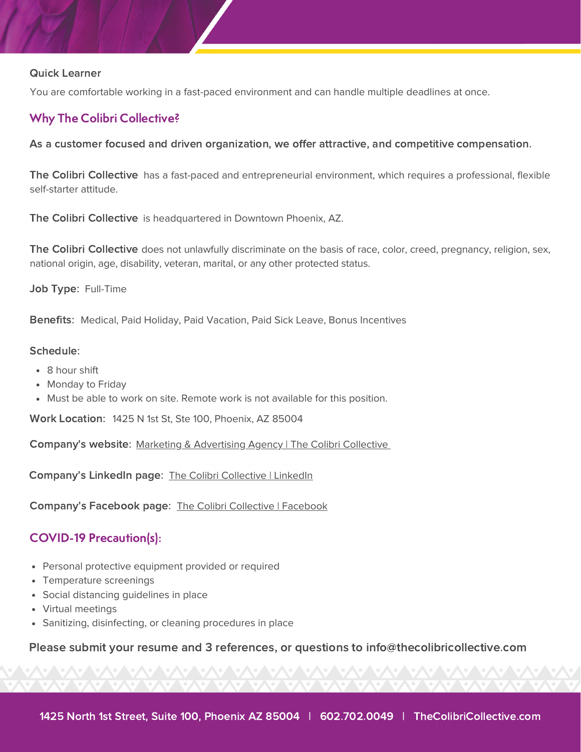**Quick Learner**

You are comfortable working in a fast-paced environment and can handle multiple deadlines at once.

## Why The Colibri Collective?

**As a customer focused and driven organization, we offer attractive, and competitive compensation.**

**The Colibri Collective** has a fast-paced and entrepreneurial environment, which requires a professional, flexible self-starter attitude.

**The Colibri Collective** is headquartered in Downtown Phoenix, AZ.

**The Colibri Collective** does not unlawfully discriminate on the basis of race, color, creed, pregnancy, religion, sex, national origin, age, disability, veteran, marital, or any other protected status.

**Job Type:** Full-Time

**Benefits:** Medical, Paid Holiday, Paid Vacation, Paid Sick Leave, Bonus Incentives

**Schedule:**

- 8 hour shift
- Monday to Friday
- Must be able to work on site. Remote work is not available for this position.

**Work Location:** 1425 N 1st St, Ste 100, Phoenix, AZ 85004

**Company's website:** Marketing & Advertising Agency | The Colibri Collective

**Company's LinkedIn page:** The Colibri Collective | LinkedIn

**Company's Facebook page:** The Colibri Collective | Facebook

## COVID-19 Precaution(s):

- Personal protective equipment provided or required
- Temperature screenings
- Social distancing guidelines in place
- Virtual meetings
- Sanitizing, disinfecting, or cleaning procedures in place

**Please submit your resume and 3 references, or questions to info@thecolibricollective.com**

1425 North 1st Street, Suite 100, Phoenix AZ 85004 | 602.702.0049 | TheColibriCollective.com